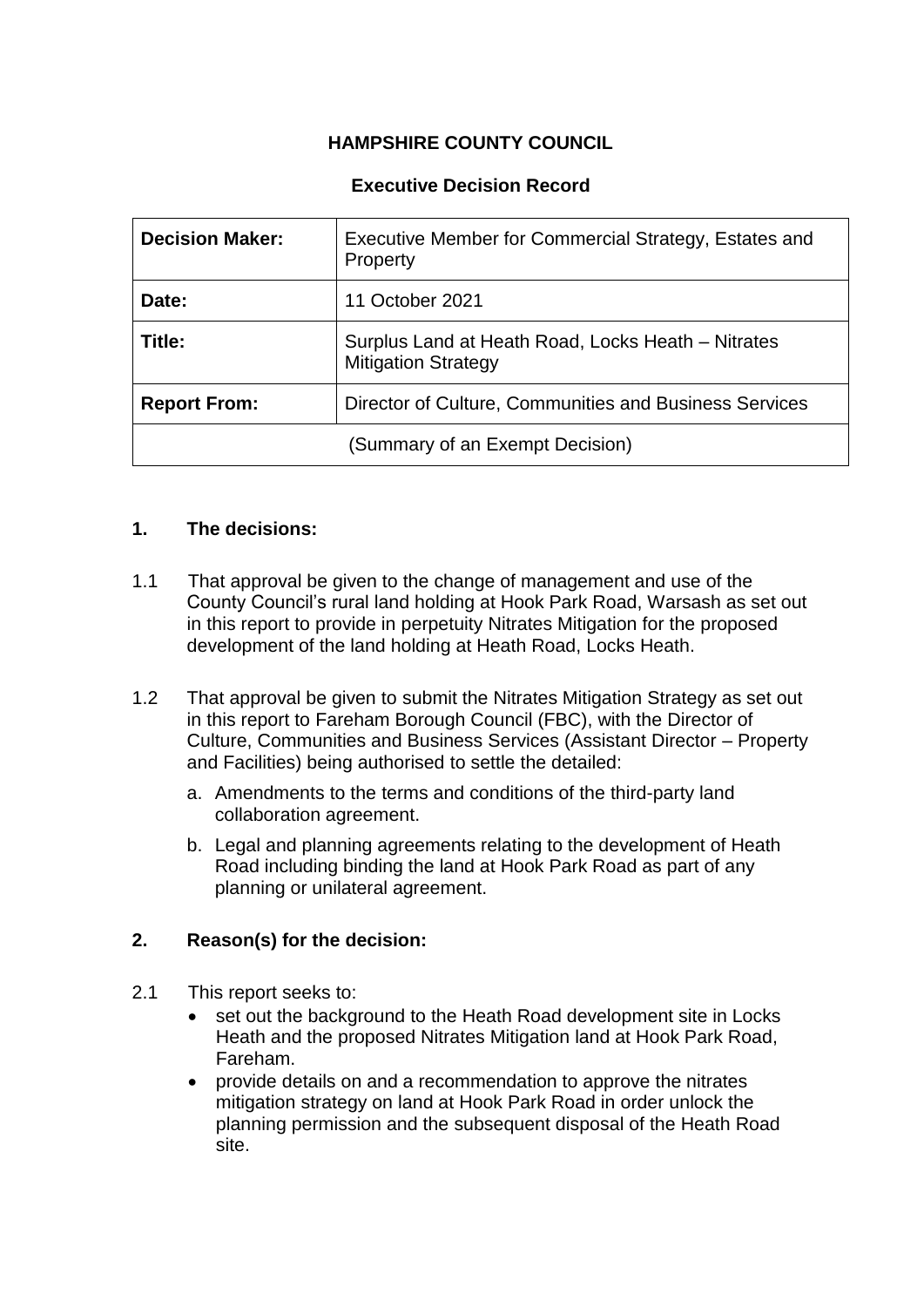**HAMPSHIRE COUNTY COUNCIL**

**Executive Decision Record**

| | |
|---|---|
| **Decision Maker:** | Executive Member for Commercial Strategy, Estates and Property |
| **Date:** | 11 October 2021 |
| **Title:** | Surplus Land at Heath Road, Locks Heath – Nitrates Mitigation Strategy |
| **Report From:** | Director of Culture, Communities and Business Services |
| (Summary of an Exempt Decision) | |

## 1. The decisions:

1.1 That approval be given to the change of management and use of the County Council's rural land holding at Hook Park Road, Warsash as set out in this report to provide in perpetuity Nitrates Mitigation for the proposed development of the land holding at Heath Road, Locks Heath.

1.2 That approval be given to submit the Nitrates Mitigation Strategy as set out in this report to Fareham Borough Council (FBC), with the Director of Culture, Communities and Business Services (Assistant Director – Property and Facilities) being authorised to settle the detailed:

a. Amendments to the terms and conditions of the third-party land collaboration agreement.

b. Legal and planning agreements relating to the development of Heath Road including binding the land at Hook Park Road as part of any planning or unilateral agreement.

## 2. Reason(s) for the decision:

2.1 This report seeks to:

- set out the background to the Heath Road development site in Locks Heath and the proposed Nitrates Mitigation land at Hook Park Road, Fareham.
- provide details on and a recommendation to approve the nitrates mitigation strategy on land at Hook Park Road in order unlock the planning permission and the subsequent disposal of the Heath Road site.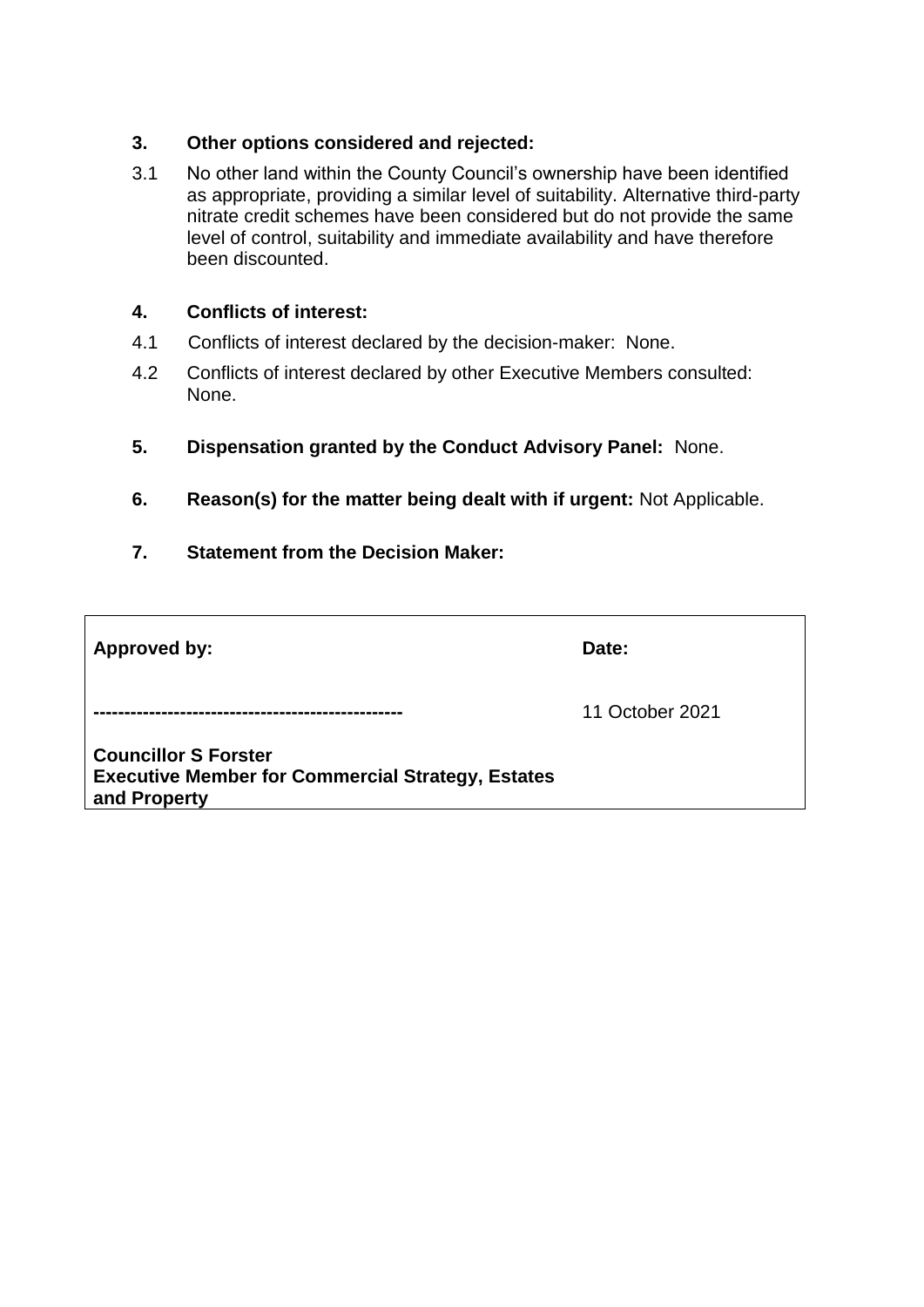**3. Other options considered and rejected:**

3.1 No other land within the County Council's ownership have been identified as appropriate, providing a similar level of suitability. Alternative third-party nitrate credit schemes have been considered but do not provide the same level of control, suitability and immediate availability and have therefore been discounted.

**4. Conflicts of interest:**

4.1 Conflicts of interest declared by the decision-maker: None.

4.2 Conflicts of interest declared by other Executive Members consulted: None.

**5. Dispensation granted by the Conduct Advisory Panel:** None.

**6. Reason(s) for the matter being dealt with if urgent:** Not Applicable.

**7. Statement from the Decision Maker:**

| | |
|---|---|
| **Approved by:** | **Date:** |
| **--------------------------------------------------** | 11 October 2021 |
| **Councillor S Forster**<br>**Executive Member for Commercial Strategy, Estates and Property** | |